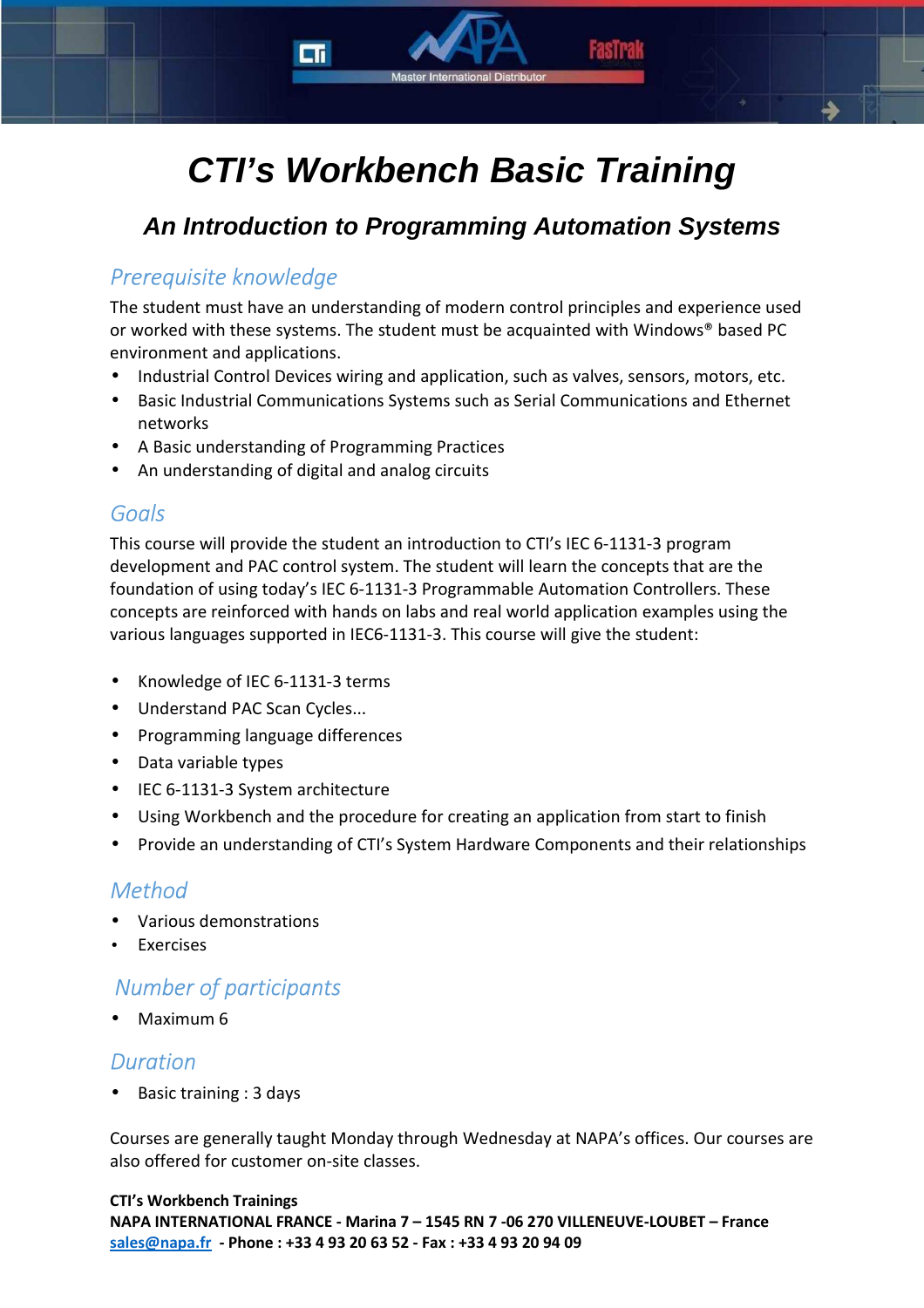# CTI's Workbench Basic Training

## *An Introduction to Programming Automation Systems*

### *Prerequisite knowledge*

The student must have an understanding of modern control principles and experience used or worked with these systems. The student must be acquainted with Windows® based PC environment and applications.

- Industrial Control Devices wiring and application, such as valves, sensors, motors, etc.
- Basic Industrial Communications Systems such as Serial Communications and Ethernet networks
- A Basic understanding of Programming Practices
- An understanding of digital and analog circuits

### *Goals*

This course will provide the student an introduction to CTI's IEC 6-1131-3 program development and PAC control system. The student will learn the concepts that are the foundation of using today's IEC 6-1131-3 Programmable Automation Controllers. These concepts are reinforced with hands on labs and real world application examples using the various languages supported in IEC6-1131-3. This course will give the student:

- Knowledge of IEC 6-1131-3 terms
- Understand PAC Scan Cycles...
- Programming language differences
- Data variable types
- IEC 6-1131-3 System architecture
- Using Workbench and the procedure for creating an application from start to finish
- Provide an understanding of CTI's System Hardware Components and their relationships

### *Method*

- Various demonstrations
- Exercises

### *Number of participants*

- Maximum 6

### *Duration*

- Basic training : 3 days

Courses are generally taught Monday through Wednesday at NAPA's offices. Our courses are also offered for customer on-site classes.

**CTI's Workbench Trainings**
**NAPA INTERNATIONAL FRANCE - Marina 7 – 1545 RN 7 -06 270 VILLENEUVE-LOUBET – France**
sales@napa.fr **- Phone : +33 4 93 20 63 52 - Fax : +33 4 93 20 94 09**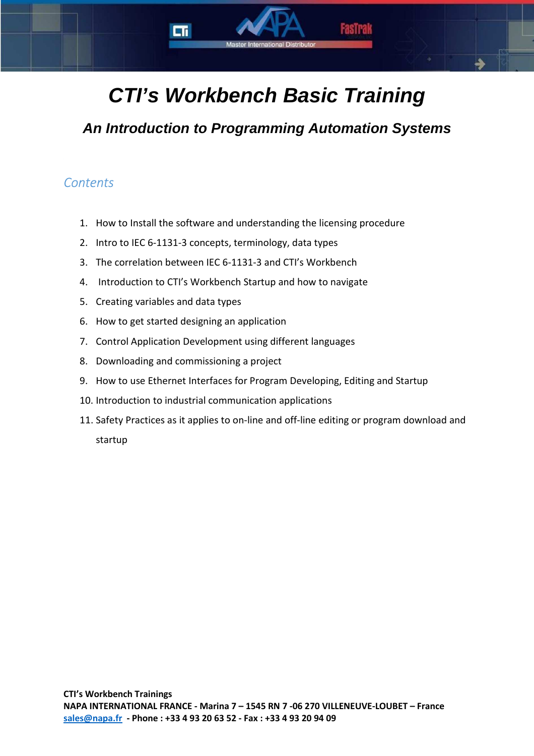# *CTI's Workbench Basic Training*

## *An Introduction to Programming Automation Systems*

### *Contents*

1. How to Install the software and understanding the licensing procedure
2. Intro to IEC 6-1131-3 concepts, terminology, data types
3. The correlation between IEC 6-1131-3 and CTI's Workbench
4. Introduction to CTI's Workbench Startup and how to navigate
5. Creating variables and data types
6. How to get started designing an application
7. Control Application Development using different languages
8. Downloading and commissioning a project
9. How to use Ethernet Interfaces for Program Developing, Editing and Startup
10. Introduction to industrial communication applications
11. Safety Practices as it applies to on-line and off-line editing or program download and startup

**CTI's Workbench Trainings**
**NAPA INTERNATIONAL FRANCE - Marina 7 – 1545 RN 7 -06 270 VILLENEUVE-LOUBET – France**
sales@napa.fr **- Phone : +33 4 93 20 63 52 - Fax : +33 4 93 20 94 09**